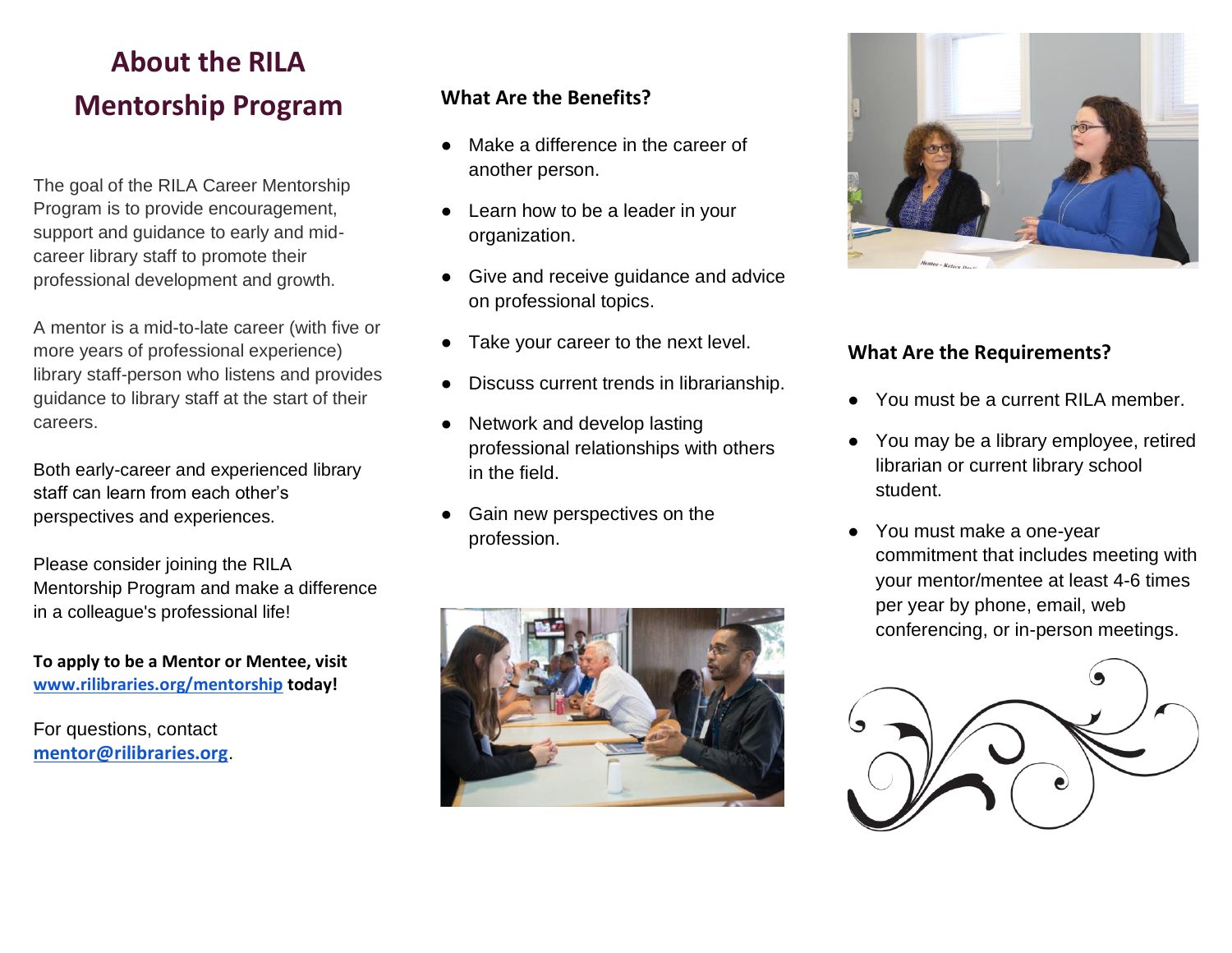# About the RILA Mentorship Program

The goal of the RILA Career Mentorship Program is to provide encouragement, support and guidance to early and mid-career library staff to promote their professional development and growth.

A mentor is a mid-to-late career (with five or more years of professional experience) library staff-person who listens and provides guidance to library staff at the start of their careers.

Both early-career and experienced library staff can learn from each other's perspectives and experiences.

Please consider joining the RILA Mentorship Program and make a difference in a colleague's professional life!

**To apply to be a Mentor or Mentee, visit [www.rilibraries.org/mentorship](www.rilibraries.org/mentorship) today!**

For questions, contact **[mentor@rilibraries.org](mailto:mentor@rilibraries.org)**.

## What Are the Benefits?

- Make a difference in the career of another person.
- Learn how to be a leader in your organization.
- Give and receive guidance and advice on professional topics.
- Take your career to the next level.
- Discuss current trends in librarianship.
- Network and develop lasting professional relationships with others in the field.
- Gain new perspectives on the profession.

## What Are the Requirements?

- You must be a current RILA member.
- You may be a library employee, retired librarian or current library school student.
- You must make a one-year commitment that includes meeting with your mentor/mentee at least 4-6 times per year by phone, email, web conferencing, or in-person meetings.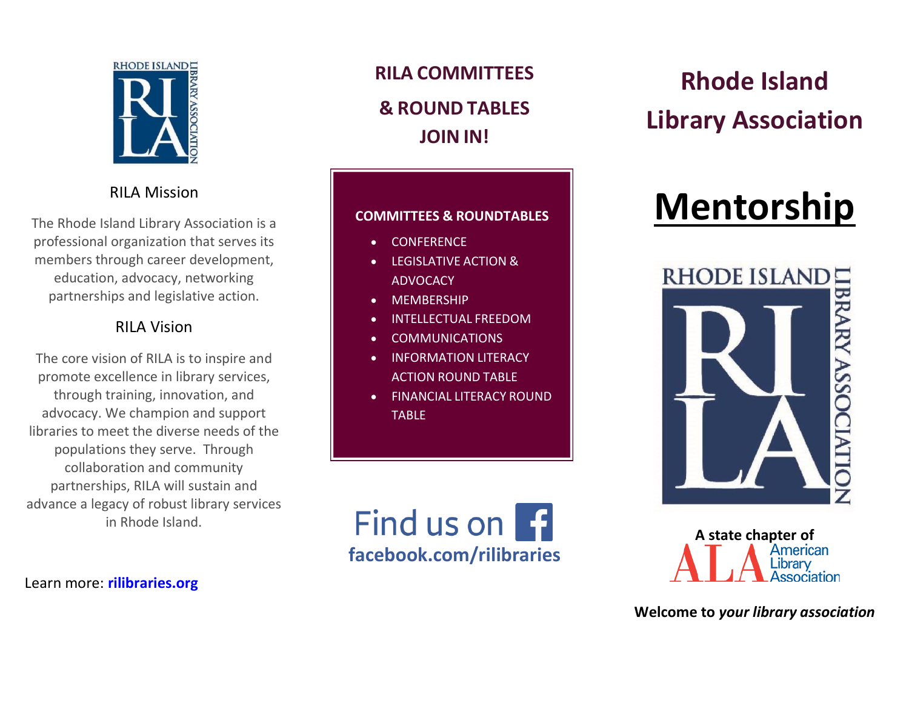RILA Mission

The Rhode Island Library Association is a professional organization that serves its members through career development, education, advocacy, networking partnerships and legislative action.

RILA Vision

The core vision of RILA is to inspire and promote excellence in library services, through training, innovation, and advocacy. We champion and support libraries to meet the diverse needs of the populations they serve. Through collaboration and community partnerships, RILA will sustain and advance a legacy of robust library services in Rhode Island.

Learn more: **rilibraries.org**

## RILA COMMITTEES & ROUND TABLES JOIN IN!

**COMMITTEES & ROUNDTABLES**

- CONFERENCE
- LEGISLATIVE ACTION & ADVOCACY
- MEMBERSHIP
- INTELLECTUAL FREEDOM
- COMMUNICATIONS
- INFORMATION LITERACY ACTION ROUND TABLE
- FINANCIAL LITERACY ROUND TABLE

Find us on

**facebook.com/rilibraries**

# Rhode Island Library Association

# Mentorship

**A state chapter of**

ALA American Library Association

**Welcome to *your library association***